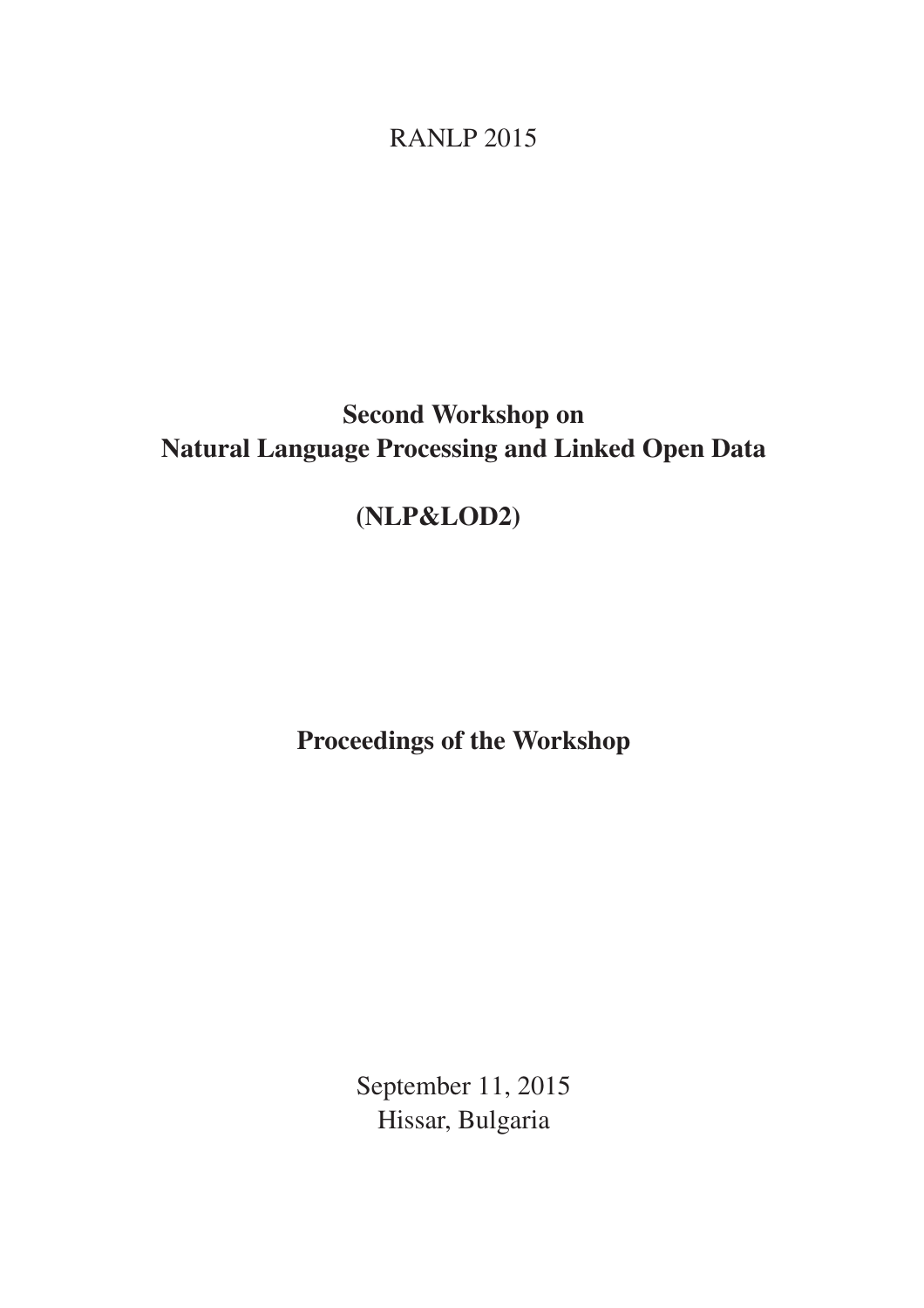RANLP 2015

# Second Workshop on Natural Language Processing and Linked Open Data

# (NLP&LOD2)

## Proceedings of the Workshop

September 11, 2015
Hissar, Bulgaria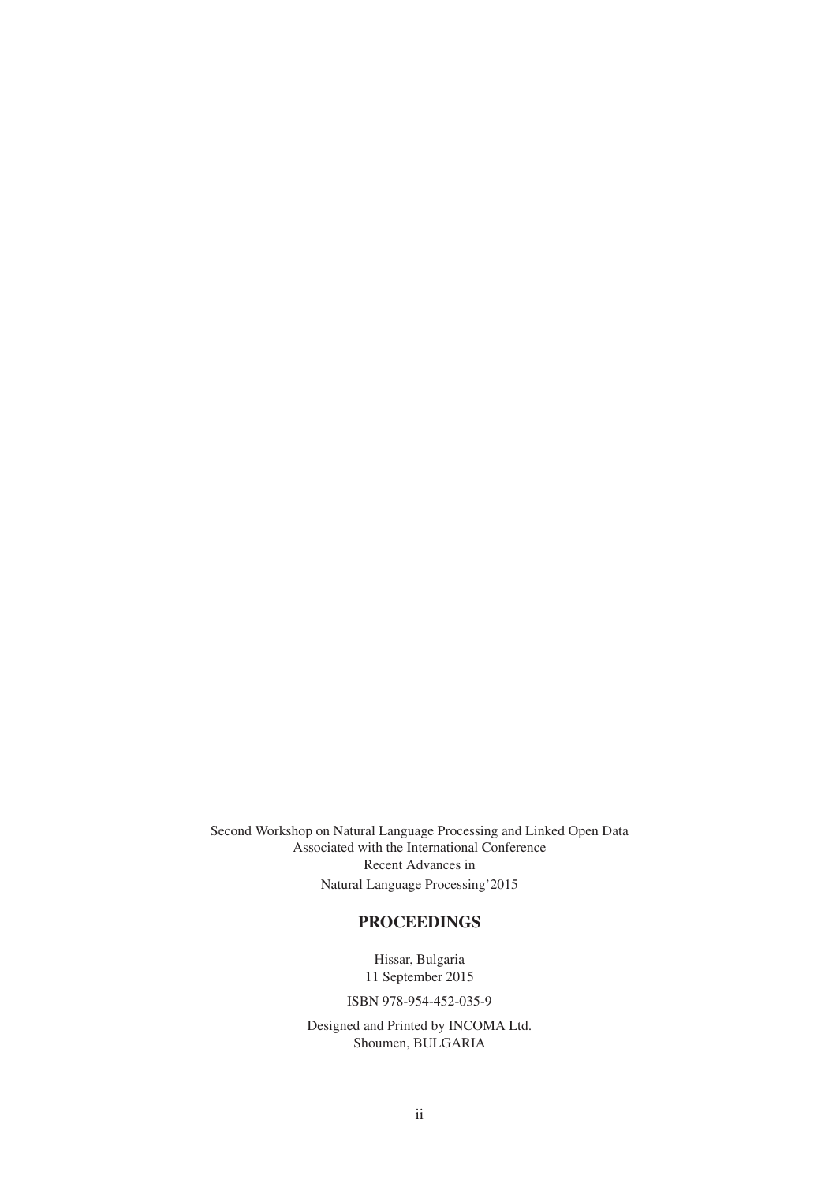Second Workshop on Natural Language Processing and Linked Open Data
Associated with the International Conference
Recent Advances in
Natural Language Processing'2015

**PROCEEDINGS**

Hissar, Bulgaria
11 September 2015

ISBN 978-954-452-035-9

Designed and Printed by INCOMA Ltd.
Shoumen, BULGARIA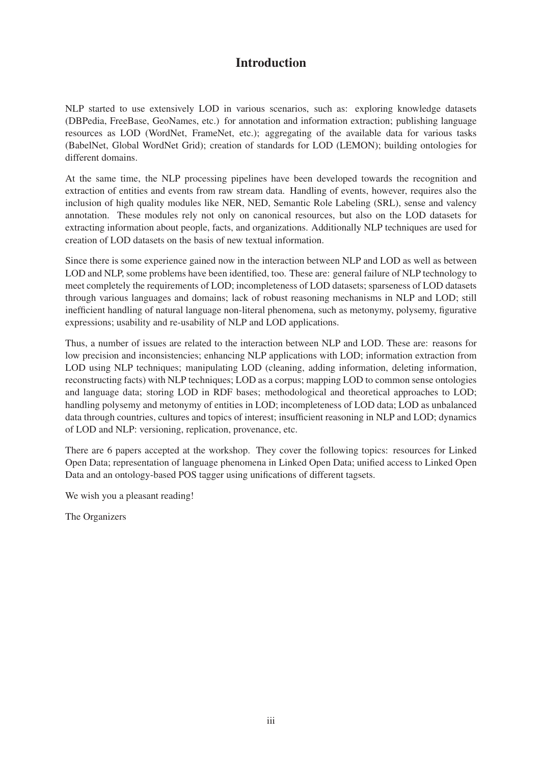# Introduction

NLP started to use extensively LOD in various scenarios, such as: exploring knowledge datasets (DBPedia, FreeBase, GeoNames, etc.) for annotation and information extraction; publishing language resources as LOD (WordNet, FrameNet, etc.); aggregating of the available data for various tasks (BabelNet, Global WordNet Grid); creation of standards for LOD (LEMON); building ontologies for different domains.

At the same time, the NLP processing pipelines have been developed towards the recognition and extraction of entities and events from raw stream data. Handling of events, however, requires also the inclusion of high quality modules like NER, NED, Semantic Role Labeling (SRL), sense and valency annotation. These modules rely not only on canonical resources, but also on the LOD datasets for extracting information about people, facts, and organizations. Additionally NLP techniques are used for creation of LOD datasets on the basis of new textual information.

Since there is some experience gained now in the interaction between NLP and LOD as well as between LOD and NLP, some problems have been identified, too. These are: general failure of NLP technology to meet completely the requirements of LOD; incompleteness of LOD datasets; sparseness of LOD datasets through various languages and domains; lack of robust reasoning mechanisms in NLP and LOD; still inefficient handling of natural language non-literal phenomena, such as metonymy, polysemy, figurative expressions; usability and re-usability of NLP and LOD applications.

Thus, a number of issues are related to the interaction between NLP and LOD. These are: reasons for low precision and inconsistencies; enhancing NLP applications with LOD; information extraction from LOD using NLP techniques; manipulating LOD (cleaning, adding information, deleting information, reconstructing facts) with NLP techniques; LOD as a corpus; mapping LOD to common sense ontologies and language data; storing LOD in RDF bases; methodological and theoretical approaches to LOD; handling polysemy and metonymy of entities in LOD; incompleteness of LOD data; LOD as unbalanced data through countries, cultures and topics of interest; insufficient reasoning in NLP and LOD; dynamics of LOD and NLP: versioning, replication, provenance, etc.

There are 6 papers accepted at the workshop. They cover the following topics: resources for Linked Open Data; representation of language phenomena in Linked Open Data; unified access to Linked Open Data and an ontology-based POS tagger using unifications of different tagsets.

We wish you a pleasant reading!

The Organizers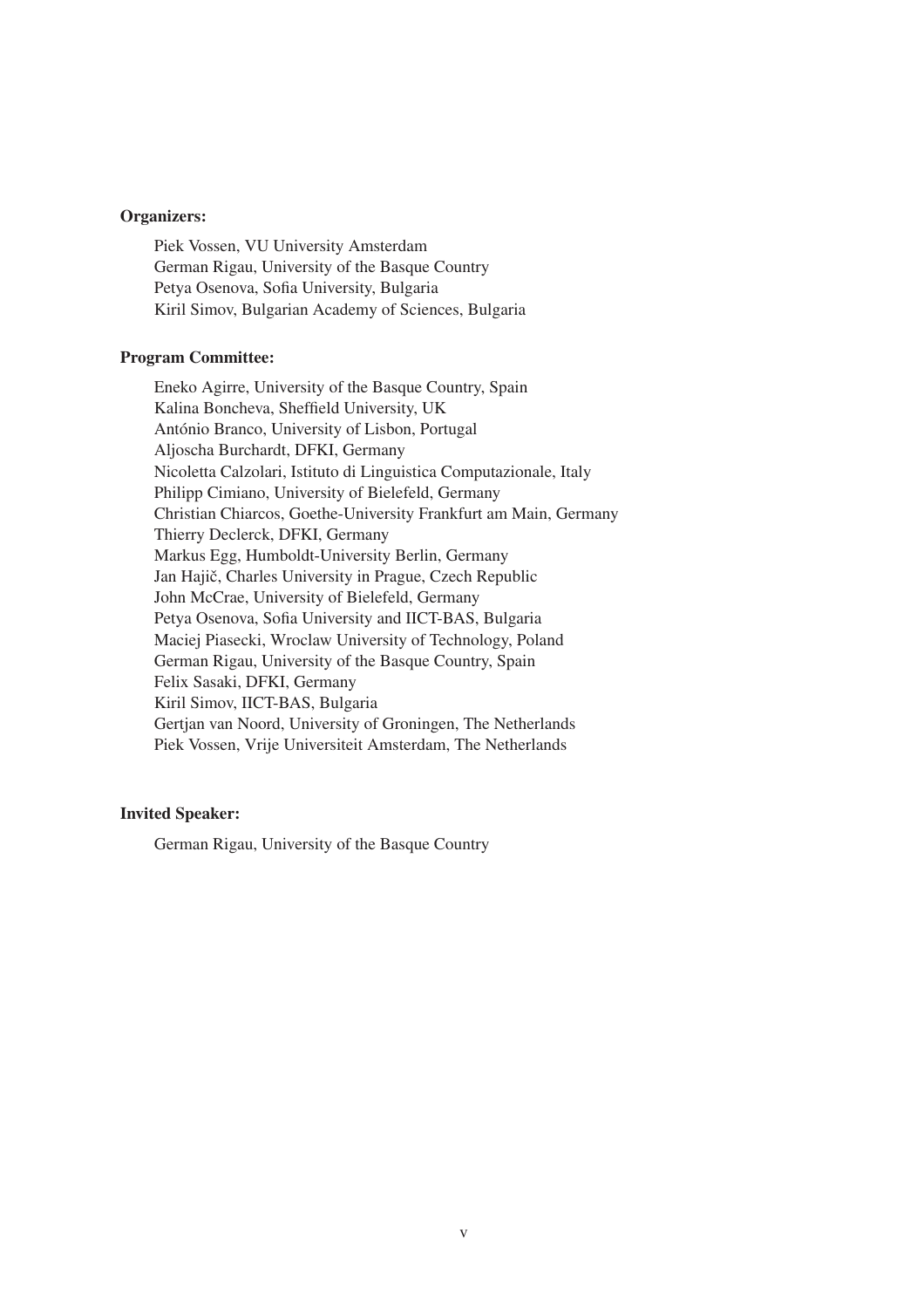**Organizers:**

Piek Vossen, VU University Amsterdam
German Rigau, University of the Basque Country
Petya Osenova, Sofia University, Bulgaria
Kiril Simov, Bulgarian Academy of Sciences, Bulgaria

**Program Committee:**

Eneko Agirre, University of the Basque Country, Spain
Kalina Boncheva, Sheffield University, UK
António Branco, University of Lisbon, Portugal
Aljoscha Burchardt, DFKI, Germany
Nicoletta Calzolari, Istituto di Linguistica Computazionale, Italy
Philipp Cimiano, University of Bielefeld, Germany
Christian Chiarcos, Goethe-University Frankfurt am Main, Germany
Thierry Declerck, DFKI, Germany
Markus Egg, Humboldt-University Berlin, Germany
Jan Hajič, Charles University in Prague, Czech Republic
John McCrae, University of Bielefeld, Germany
Petya Osenova, Sofia University and IICT-BAS, Bulgaria
Maciej Piasecki, Wroclaw University of Technology, Poland
German Rigau, University of the Basque Country, Spain
Felix Sasaki, DFKI, Germany
Kiril Simov, IICT-BAS, Bulgaria
Gertjan van Noord, University of Groningen, The Netherlands
Piek Vossen, Vrije Universiteit Amsterdam, The Netherlands

**Invited Speaker:**

German Rigau, University of the Basque Country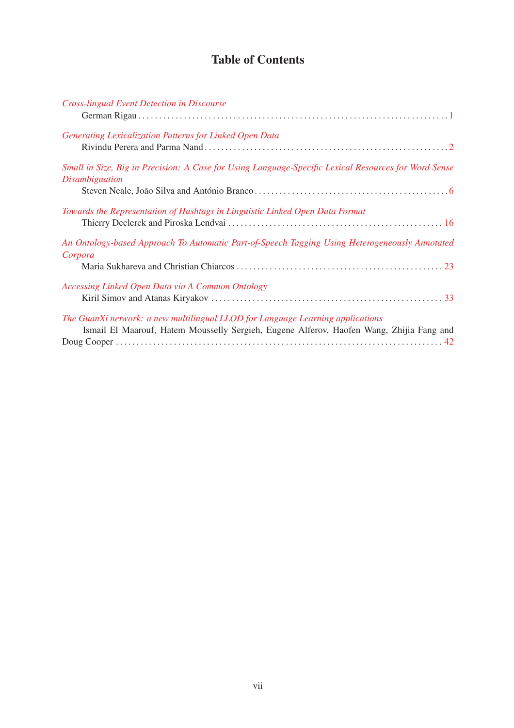# Table of Contents

*Cross-lingual Event Detection in Discourse*
German Rigau . . . . . . . . . . . . . . . . . . . . . . . . . . . . . . . . . . . . . . . . . . . . . . . . . . . . . . . . . . . . . . . . . . . . . . . . . . 1

*Generating Lexicalization Patterns for Linked Open Data*
Rivindu Perera and Parma Nand . . . . . . . . . . . . . . . . . . . . . . . . . . . . . . . . . . . . . . . . . . . . . . . . . . . . . . . . . . 2

*Small in Size, Big in Precision: A Case for Using Language-Specific Lexical Resources for Word Sense Disambiguation*
Steven Neale, João Silva and António Branco . . . . . . . . . . . . . . . . . . . . . . . . . . . . . . . . . . . . . . . . . . . . . . 6

*Towards the Representation of Hashtags in Linguistic Linked Open Data Format*
Thierry Declerck and Piroska Lendvai . . . . . . . . . . . . . . . . . . . . . . . . . . . . . . . . . . . . . . . . . . . . . . . . . . . . 16

*An Ontology-based Approach To Automatic Part-of-Speech Tagging Using Heterogeneously Annotated Corpora*
Maria Sukhareva and Christian Chiarcos . . . . . . . . . . . . . . . . . . . . . . . . . . . . . . . . . . . . . . . . . . . . . . . . . . 23

*Accessing Linked Open Data via A Common Ontology*
Kiril Simov and Atanas Kiryakov . . . . . . . . . . . . . . . . . . . . . . . . . . . . . . . . . . . . . . . . . . . . . . . . . . . . . . . . 33

*The GuanXi network: a new multilingual LLOD for Language Learning applications*
Ismail El Maarouf, Hatem Mousselly Sergieh, Eugene Alferov, Haofen Wang, Zhijia Fang and Doug Cooper . . . . . . . . . . . . . . . . . . . . . . . . . . . . . . . . . . . . . . . . . . . . . . . . . . . . . . . . . . . . . . . . . . . . . . . . . 42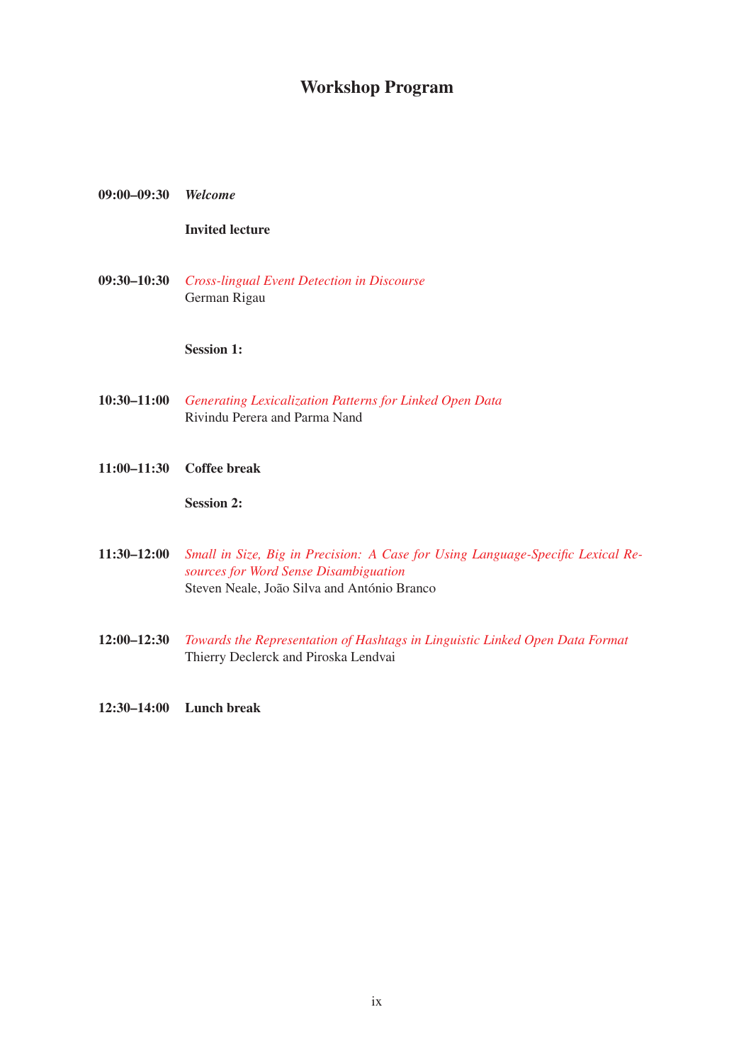# Workshop Program

**09:00–09:30** ***Welcome***

**Invited lecture**

**09:30–10:30** *Cross-lingual Event Detection in Discourse*
German Rigau

**Session 1:**

**10:30–11:00** *Generating Lexicalization Patterns for Linked Open Data*
Rivindu Perera and Parma Nand

**11:00–11:30** **Coffee break**

**Session 2:**

**11:30–12:00** *Small in Size, Big in Precision: A Case for Using Language-Specific Lexical Resources for Word Sense Disambiguation*
Steven Neale, João Silva and António Branco

**12:00–12:30** *Towards the Representation of Hashtags in Linguistic Linked Open Data Format*
Thierry Declerck and Piroska Lendvai

**12:30–14:00** **Lunch break**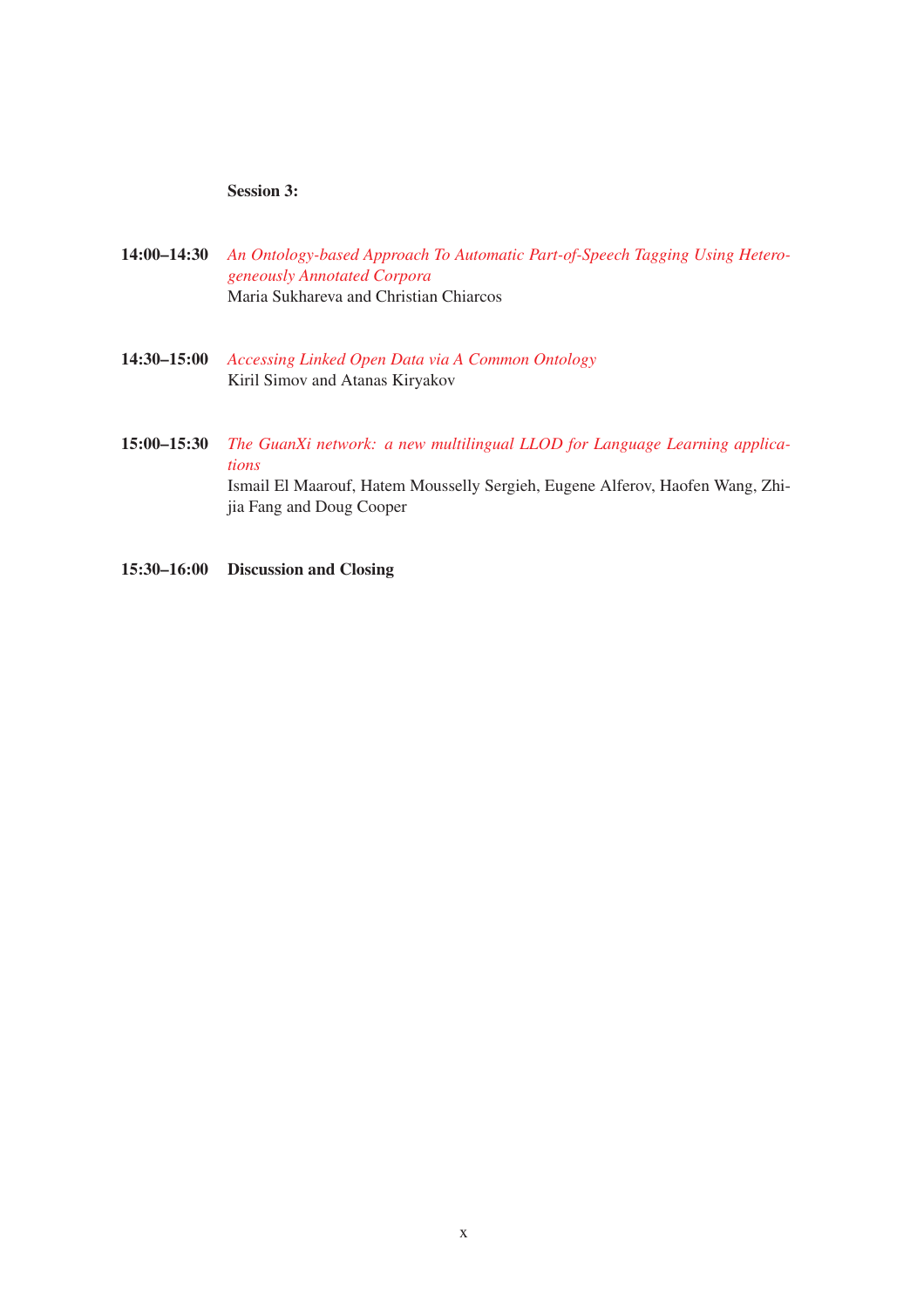**Session 3:**

**14:00–14:30** *An Ontology-based Approach To Automatic Part-of-Speech Tagging Using Heterogeneously Annotated Corpora*
Maria Sukhareva and Christian Chiarcos

**14:30–15:00** *Accessing Linked Open Data via A Common Ontology*
Kiril Simov and Atanas Kiryakov

**15:00–15:30** *The GuanXi network: a new multilingual LLOD for Language Learning applications*
Ismail El Maarouf, Hatem Mousselly Sergieh, Eugene Alferov, Haofen Wang, Zhijia Fang and Doug Cooper

**15:30–16:00** **Discussion and Closing**